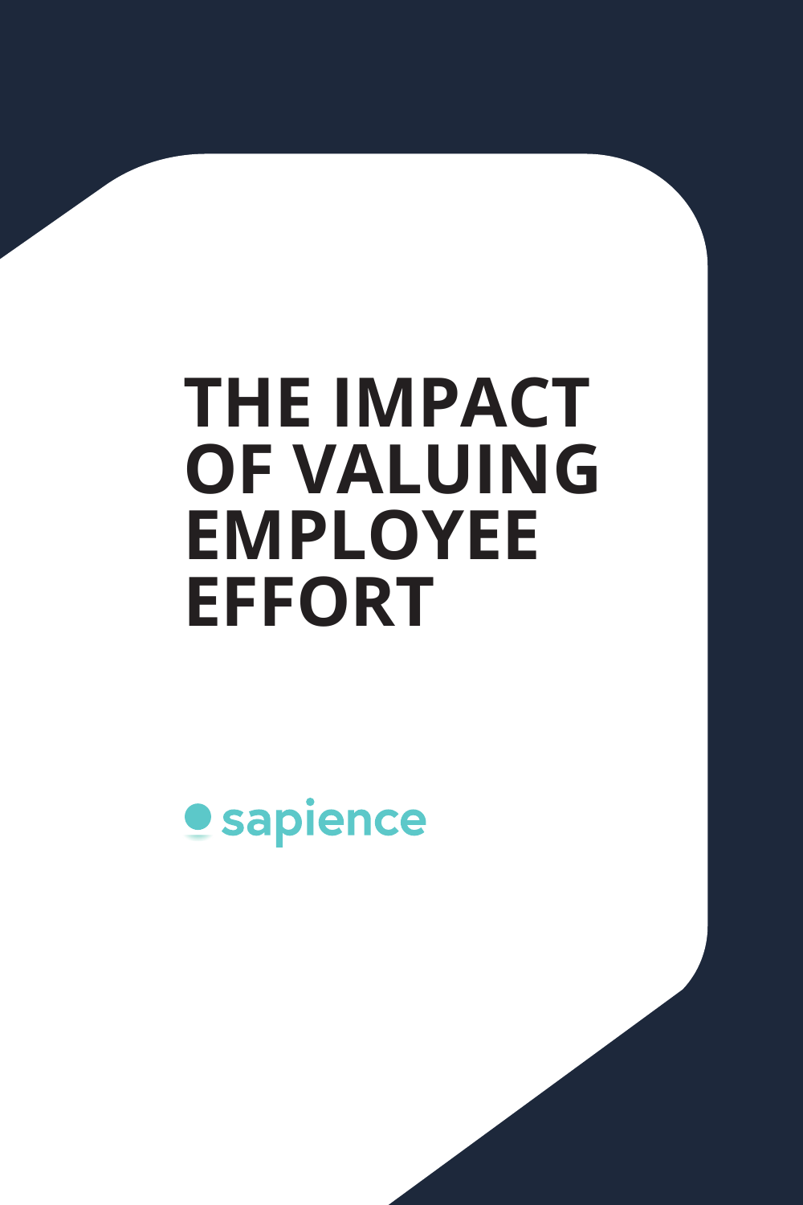# THE IMPACT OF VALUING EMPLOYEE EFFORT

sapience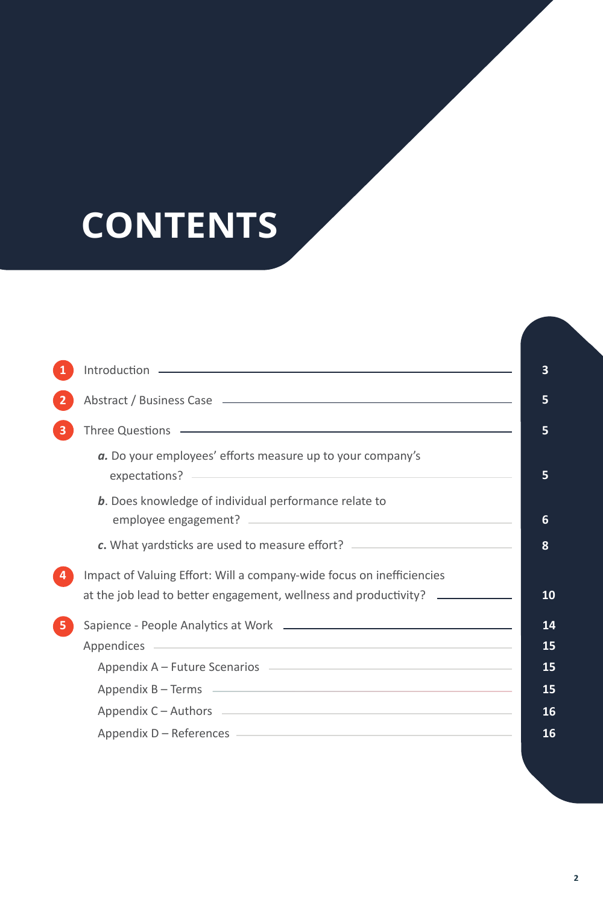# CONTENTS

| | Section | Page |
|---|---|---|
| 1 | Introduction | 3 |
| 2 | Abstract / Business Case | 5 |
| 3 | Three Questions | 5 |
| | ***a.*** Do your employees' efforts measure up to your company's expectations? | 5 |
| | ***b***. Does knowledge of individual performance relate to employee engagement? | 6 |
| | ***c.*** What yardsticks are used to measure effort? | 8 |
| 4 | Impact of Valuing Effort: Will a company-wide focus on inefficiencies at the job lead to better engagement, wellness and productivity? | 10 |
| 5 | Sapience - People Analytics at Work | 14 |
| | Appendices | 15 |
| | Appendix A – Future Scenarios | 15 |
| | Appendix B – Terms | 15 |
| | Appendix C – Authors | 16 |
| | Appendix D – References | 16 |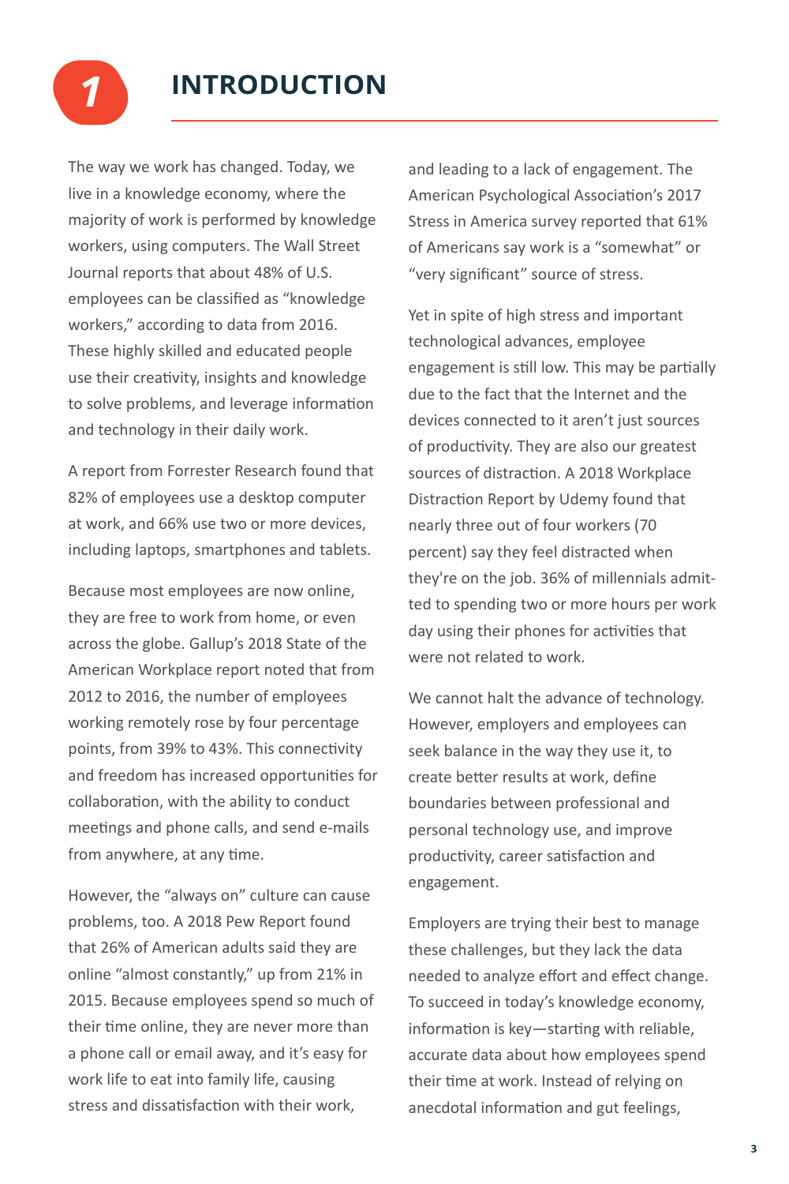# 1 INTRODUCTION

The way we work has changed. Today, we live in a knowledge economy, where the majority of work is performed by knowledge workers, using computers. The Wall Street Journal reports that about 48% of U.S. employees can be classified as "knowledge workers," according to data from 2016. These highly skilled and educated people use their creativity, insights and knowledge to solve problems, and leverage information and technology in their daily work.

A report from Forrester Research found that 82% of employees use a desktop computer at work, and 66% use two or more devices, including laptops, smartphones and tablets.

Because most employees are now online, they are free to work from home, or even across the globe. Gallup's 2018 State of the American Workplace report noted that from 2012 to 2016, the number of employees working remotely rose by four percentage points, from 39% to 43%. This connectivity and freedom has increased opportunities for collaboration, with the ability to conduct meetings and phone calls, and send e-mails from anywhere, at any time.

However, the "always on" culture can cause problems, too. A 2018 Pew Report found that 26% of American adults said they are online "almost constantly," up from 21% in 2015. Because employees spend so much of their time online, they are never more than a phone call or email away, and it's easy for work life to eat into family life, causing stress and dissatisfaction with their work, and leading to a lack of engagement. The American Psychological Association's 2017 Stress in America survey reported that 61% of Americans say work is a "somewhat" or "very significant" source of stress.

Yet in spite of high stress and important technological advances, employee engagement is still low. This may be partially due to the fact that the Internet and the devices connected to it aren't just sources of productivity. They are also our greatest sources of distraction. A 2018 Workplace Distraction Report by Udemy found that nearly three out of four workers (70 percent) say they feel distracted when they're on the job. 36% of millennials admitted to spending two or more hours per work day using their phones for activities that were not related to work.

We cannot halt the advance of technology. However, employers and employees can seek balance in the way they use it, to create better results at work, define boundaries between professional and personal technology use, and improve productivity, career satisfaction and engagement.

Employers are trying their best to manage these challenges, but they lack the data needed to analyze effort and effect change. To succeed in today's knowledge economy, information is key—starting with reliable, accurate data about how employees spend their time at work. Instead of relying on anecdotal information and gut feelings,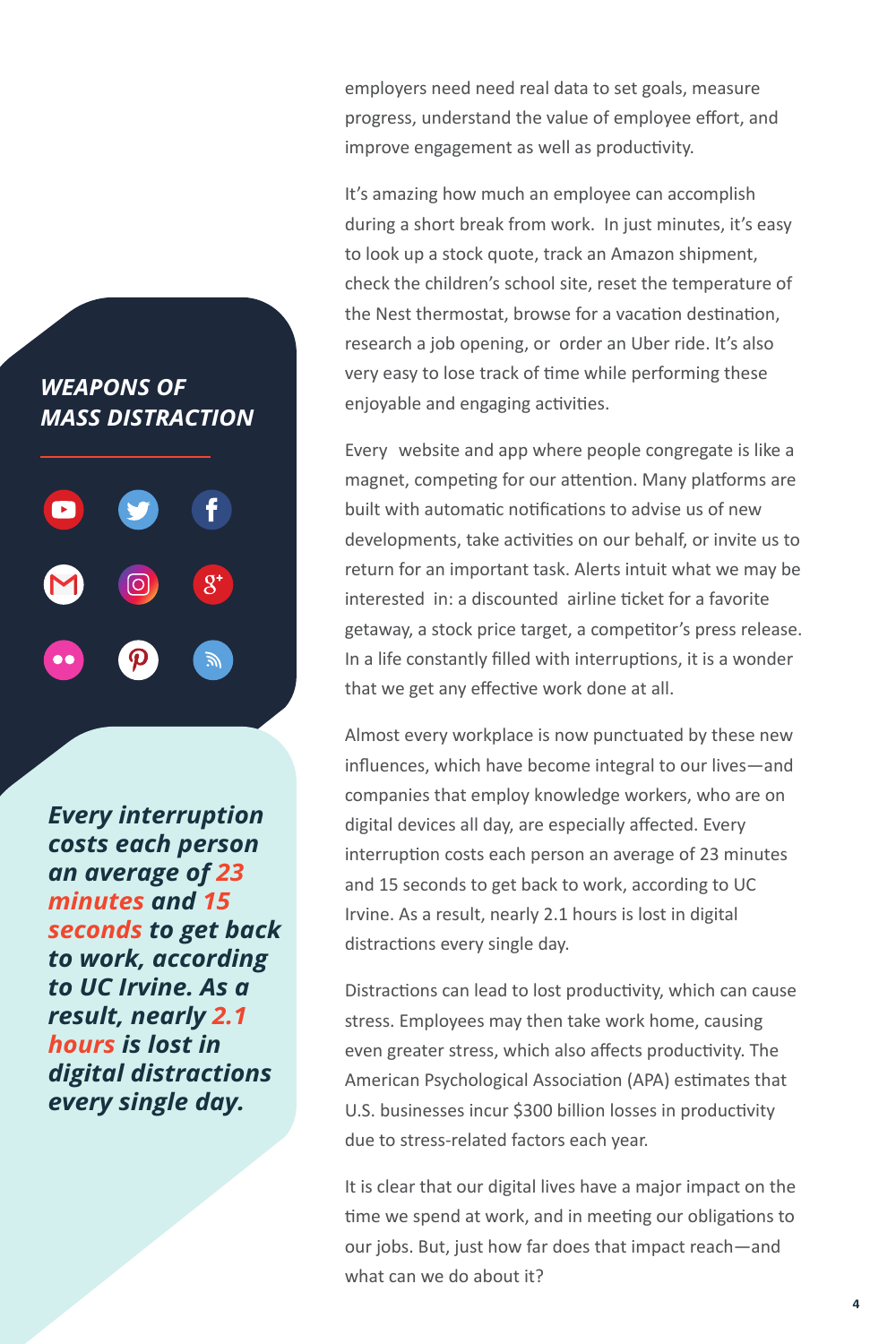employers need need real data to set goals, measure progress, understand the value of employee effort, and improve engagement as well as productivity.

It's amazing how much an employee can accomplish during a short break from work. In just minutes, it's easy to look up a stock quote, track an Amazon shipment, check the children's school site, reset the temperature of the Nest thermostat, browse for a vacation destination, research a job opening, or order an Uber ride. It's also very easy to lose track of time while performing these enjoyable and engaging activities.

Every website and app where people congregate is like a magnet, competing for our attention. Many platforms are built with automatic notifications to advise us of new developments, take activities on our behalf, or invite us to return for an important task. Alerts intuit what we may be interested in: a discounted airline ticket for a favorite getaway, a stock price target, a competitor's press release. In a life constantly filled with interruptions, it is a wonder that we get any effective work done at all.

***WEAPONS OF MASS DISTRACTION***

Almost every workplace is now punctuated by these new influences, which have become integral to our lives—and companies that employ knowledge workers, who are on digital devices all day, are especially affected. Every interruption costs each person an average of 23 minutes and 15 seconds to get back to work, according to UC Irvine. As a result, nearly 2.1 hours is lost in digital distractions every single day.

> ***Every interruption costs each person an average of 23 minutes and 15 seconds to get back to work, according to UC Irvine. As a result, nearly 2.1 hours is lost in digital distractions every single day.***

Distractions can lead to lost productivity, which can cause stress. Employees may then take work home, causing even greater stress, which also affects productivity. The American Psychological Association (APA) estimates that U.S. businesses incur $300 billion losses in productivity due to stress-related factors each year.

It is clear that our digital lives have a major impact on the time we spend at work, and in meeting our obligations to our jobs. But, just how far does that impact reach—and what can we do about it?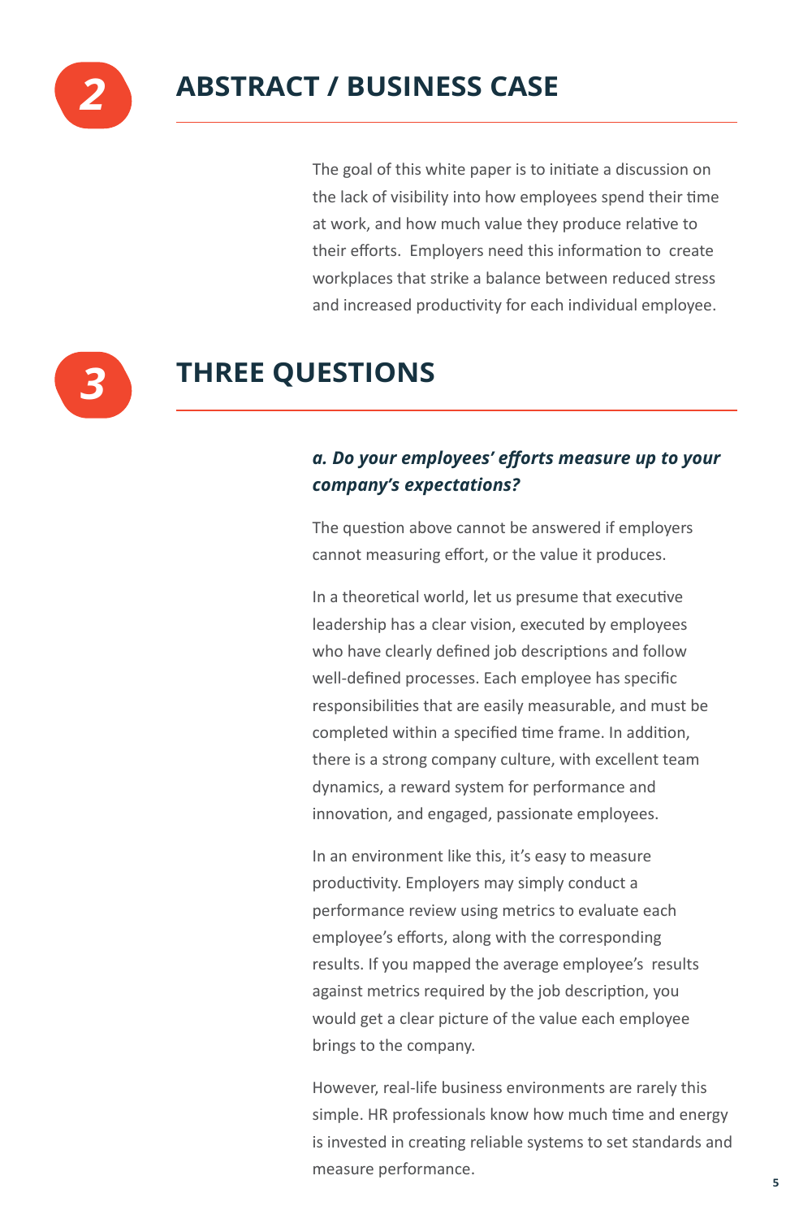## 2 ABSTRACT / BUSINESS CASE

The goal of this white paper is to initiate a discussion on the lack of visibility into how employees spend their time at work, and how much value they produce relative to their efforts. Employers need this information to create workplaces that strike a balance between reduced stress and increased productivity for each individual employee.

## 3 THREE QUESTIONS

### *a. Do your employees' efforts measure up to your company's expectations?*

The question above cannot be answered if employers cannot measuring effort, or the value it produces.

In a theoretical world, let us presume that executive leadership has a clear vision, executed by employees who have clearly defined job descriptions and follow well-defined processes. Each employee has specific responsibilities that are easily measurable, and must be completed within a specified time frame. In addition, there is a strong company culture, with excellent team dynamics, a reward system for performance and innovation, and engaged, passionate employees.

In an environment like this, it's easy to measure productivity. Employers may simply conduct a performance review using metrics to evaluate each employee's efforts, along with the corresponding results. If you mapped the average employee's results against metrics required by the job description, you would get a clear picture of the value each employee brings to the company.

However, real-life business environments are rarely this simple. HR professionals know how much time and energy is invested in creating reliable systems to set standards and measure performance.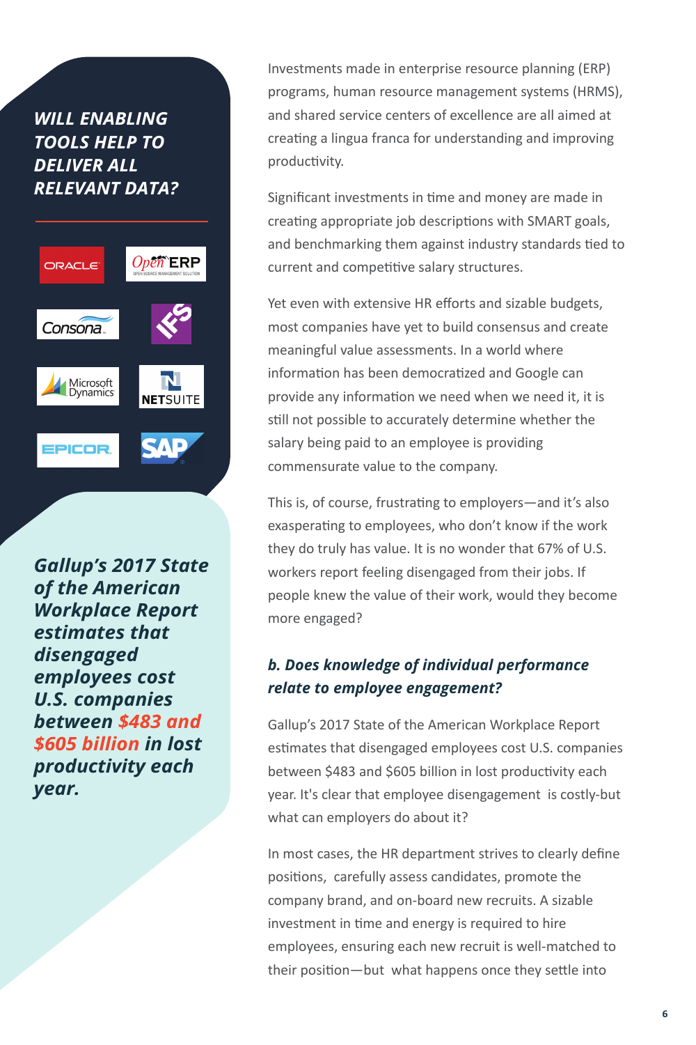***WILL ENABLING TOOLS HELP TO DELIVER ALL RELEVANT DATA?***

ORACLE

OpenERP

Consona

IFS

Microsoft Dynamics

NETSUITE

EPICOR

SAP

***Gallup's 2017 State of the American Workplace Report estimates that disengaged employees cost U.S. companies between $483 and $605 billion in lost productivity each year.***

Investments made in enterprise resource planning (ERP) programs, human resource management systems (HRMS), and shared service centers of excellence are all aimed at creating a lingua franca for understanding and improving productivity.

Significant investments in time and money are made in creating appropriate job descriptions with SMART goals, and benchmarking them against industry standards tied to current and competitive salary structures.

Yet even with extensive HR efforts and sizable budgets, most companies have yet to build consensus and create meaningful value assessments. In a world where information has been democratized and Google can provide any information we need when we need it, it is still not possible to accurately determine whether the salary being paid to an employee is providing commensurate value to the company.

This is, of course, frustrating to employers—and it's also exasperating to employees, who don't know if the work they do truly has value. It is no wonder that 67% of U.S. workers report feeling disengaged from their jobs. If people knew the value of their work, would they become more engaged?

### *b. Does knowledge of individual performance relate to employee engagement?*

Gallup's 2017 State of the American Workplace Report estimates that disengaged employees cost U.S. companies between $483 and $605 billion in lost productivity each year. It's clear that employee disengagement is costly-but what can employers do about it?

In most cases, the HR department strives to clearly define positions, carefully assess candidates, promote the company brand, and on-board new recruits. A sizable investment in time and energy is required to hire employees, ensuring each new recruit is well-matched to their position—but what happens once they settle into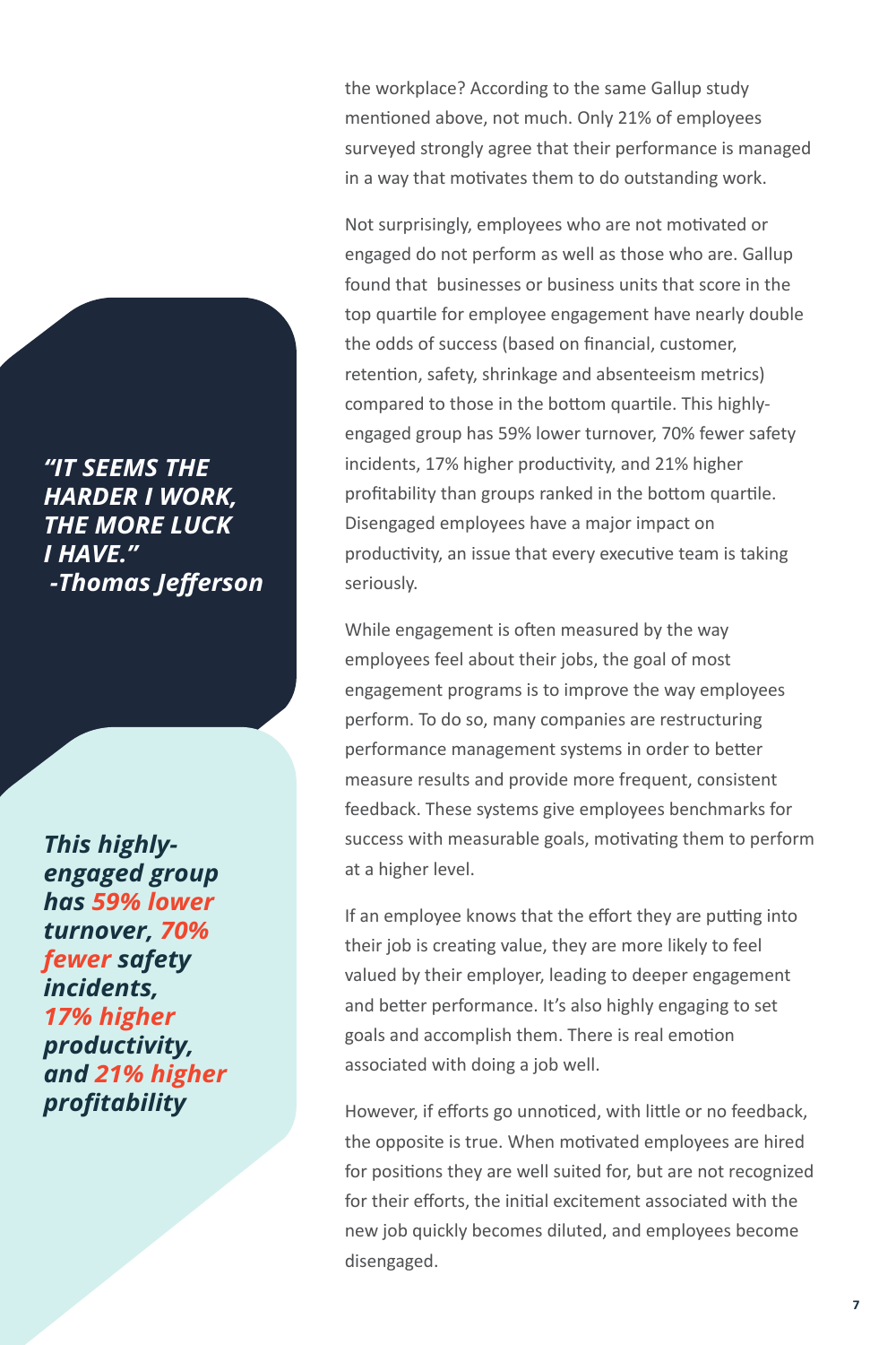the workplace? According to the same Gallup study mentioned above, not much. Only 21% of employees surveyed strongly agree that their performance is managed in a way that motivates them to do outstanding work.

> ***"IT SEEMS THE HARDER I WORK, THE MORE LUCK I HAVE."***
> ***-Thomas Jefferson***

Not surprisingly, employees who are not motivated or engaged do not perform as well as those who are. Gallup found that businesses or business units that score in the top quartile for employee engagement have nearly double the odds of success (based on financial, customer, retention, safety, shrinkage and absenteeism metrics) compared to those in the bottom quartile. This highly-engaged group has 59% lower turnover, 70% fewer safety incidents, 17% higher productivity, and 21% higher profitability than groups ranked in the bottom quartile. Disengaged employees have a major impact on productivity, an issue that every executive team is taking seriously.

> ***This highly-engaged group has 59% lower turnover, 70% fewer safety incidents, 17% higher productivity, and 21% higher profitability***

While engagement is often measured by the way employees feel about their jobs, the goal of most engagement programs is to improve the way employees perform. To do so, many companies are restructuring performance management systems in order to better measure results and provide more frequent, consistent feedback. These systems give employees benchmarks for success with measurable goals, motivating them to perform at a higher level.

If an employee knows that the effort they are putting into their job is creating value, they are more likely to feel valued by their employer, leading to deeper engagement and better performance. It's also highly engaging to set goals and accomplish them. There is real emotion associated with doing a job well.

However, if efforts go unnoticed, with little or no feedback, the opposite is true. When motivated employees are hired for positions they are well suited for, but are not recognized for their efforts, the initial excitement associated with the new job quickly becomes diluted, and employees become disengaged.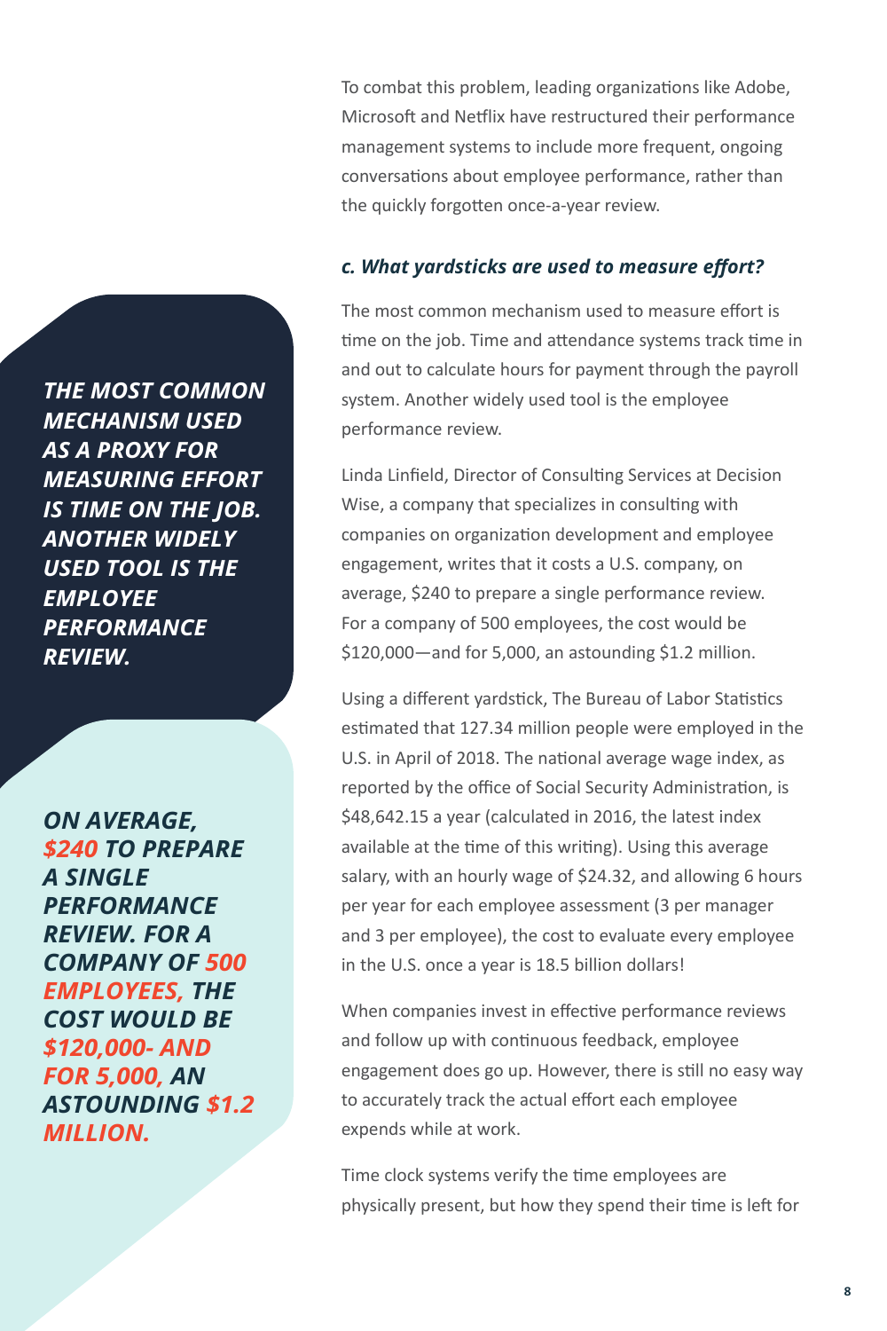To combat this problem, leading organizations like Adobe, Microsoft and Netflix have restructured their performance management systems to include more frequent, ongoing conversations about employee performance, rather than the quickly forgotten once-a-year review.

### *c. What yardsticks are used to measure effort?*

***THE MOST COMMON MECHANISM USED AS A PROXY FOR MEASURING EFFORT IS TIME ON THE JOB. ANOTHER WIDELY USED TOOL IS THE EMPLOYEE PERFORMANCE REVIEW.***

The most common mechanism used to measure effort is time on the job. Time and attendance systems track time in and out to calculate hours for payment through the payroll system. Another widely used tool is the employee performance review.

Linda Linfield, Director of Consulting Services at Decision Wise, a company that specializes in consulting with companies on organization development and employee engagement, writes that it costs a U.S. company, on average, $240 to prepare a single performance review. For a company of 500 employees, the cost would be $120,000—and for 5,000, an astounding $1.2 million.

***ON AVERAGE, $240 TO PREPARE A SINGLE PERFORMANCE REVIEW. FOR A COMPANY OF 500 EMPLOYEES, THE COST WOULD BE $120,000- AND FOR 5,000, AN ASTOUNDING $1.2 MILLION.***

Using a different yardstick, The Bureau of Labor Statistics estimated that 127.34 million people were employed in the U.S. in April of 2018. The national average wage index, as reported by the office of Social Security Administration, is $48,642.15 a year (calculated in 2016, the latest index available at the time of this writing). Using this average salary, with an hourly wage of $24.32, and allowing 6 hours per year for each employee assessment (3 per manager and 3 per employee), the cost to evaluate every employee in the U.S. once a year is 18.5 billion dollars!

When companies invest in effective performance reviews and follow up with continuous feedback, employee engagement does go up. However, there is still no easy way to accurately track the actual effort each employee expends while at work.

Time clock systems verify the time employees are physically present, but how they spend their time is left for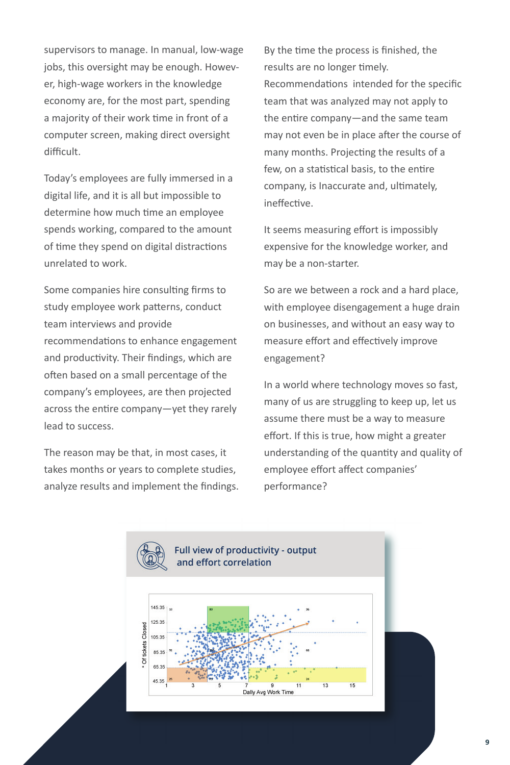supervisors to manage. In manual, low-wage jobs, this oversight may be enough. However, high-wage workers in the knowledge economy are, for the most part, spending a majority of their work time in front of a computer screen, making direct oversight difficult.

Today's employees are fully immersed in a digital life, and it is all but impossible to determine how much time an employee spends working, compared to the amount of time they spend on digital distractions unrelated to work.

Some companies hire consulting firms to study employee work patterns, conduct team interviews and provide recommendations to enhance engagement and productivity. Their findings, which are often based on a small percentage of the company's employees, are then projected across the entire company—yet they rarely lead to success.

The reason may be that, in most cases, it takes months or years to complete studies, analyze results and implement the findings. By the time the process is finished, the results are no longer timely. Recommendations intended for the specific team that was analyzed may not apply to the entire company—and the same team may not even be in place after the course of many months. Projecting the results of a few, on a statistical basis, to the entire company, is Inaccurate and, ultimately, ineffective.

It seems measuring effort is impossibly expensive for the knowledge worker, and may be a non-starter.

So are we between a rock and a hard place, with employee disengagement a huge drain on businesses, and without an easy way to measure effort and effectively improve engagement?

In a world where technology moves so fast, many of us are struggling to keep up, let us assume there must be a way to measure effort. If this is true, how might a greater understanding of the quantity and quality of employee effort affect companies' performance?

**Full view of productivity - output and effort correlation**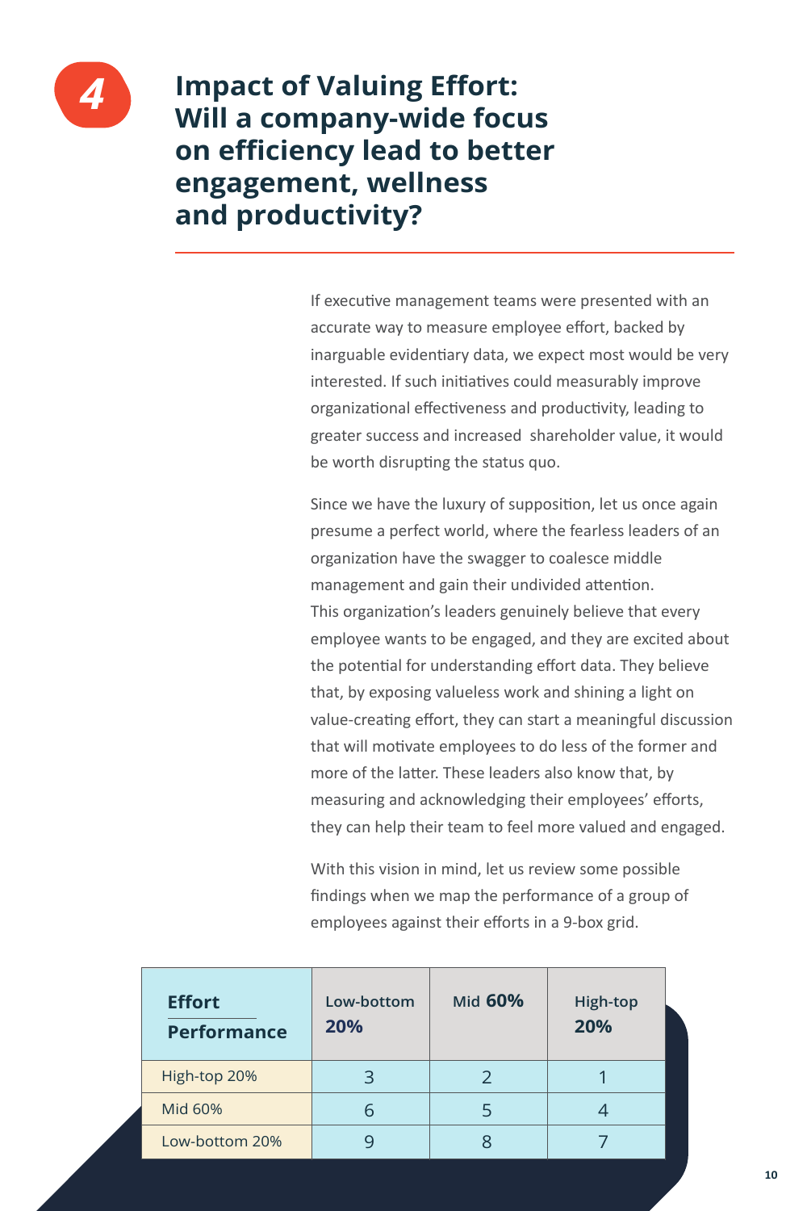# 4 Impact of Valuing Effort: Will a company-wide focus on efficiency lead to better engagement, wellness and productivity?

If executive management teams were presented with an accurate way to measure employee effort, backed by inarguable evidentiary data, we expect most would be very interested. If such initiatives could measurably improve organizational effectiveness and productivity, leading to greater success and increased shareholder value, it would be worth disrupting the status quo.

Since we have the luxury of supposition, let us once again presume a perfect world, where the fearless leaders of an organization have the swagger to coalesce middle management and gain their undivided attention. This organization's leaders genuinely believe that every employee wants to be engaged, and they are excited about the potential for understanding effort data. They believe that, by exposing valueless work and shining a light on value-creating effort, they can start a meaningful discussion that will motivate employees to do less of the former and more of the latter. These leaders also know that, by measuring and acknowledging their employees' efforts, they can help their team to feel more valued and engaged.

With this vision in mind, let us review some possible findings when we map the performance of a group of employees against their efforts in a 9-box grid.

| **Effort** / **Performance** | Low-bottom **20%** | Mid **60%** | High-top **20%** |
|---|---|---|---|
| High-top 20% | 3 | 2 | 1 |
| Mid 60% | 6 | 5 | 4 |
| Low-bottom 20% | 9 | 8 | 7 |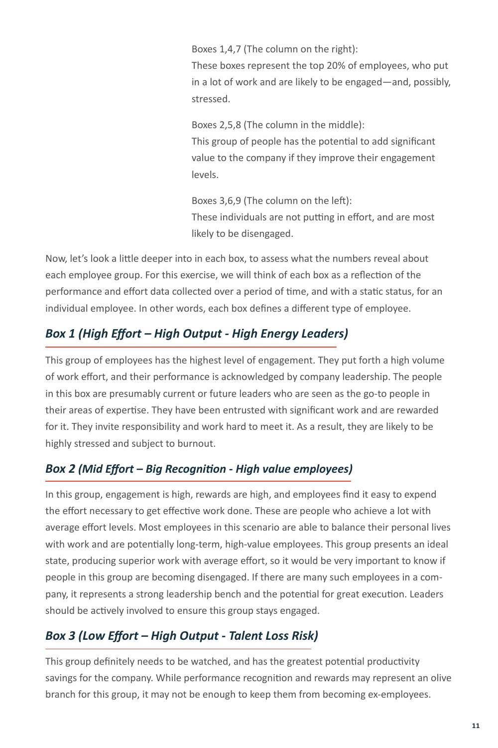Boxes 1,4,7 (The column on the right):
These boxes represent the top 20% of employees, who put in a lot of work and are likely to be engaged—and, possibly, stressed.

Boxes 2,5,8 (The column in the middle):
This group of people has the potential to add significant value to the company if they improve their engagement levels.

Boxes 3,6,9 (The column on the left):
These individuals are not putting in effort, and are most likely to be disengaged.

Now, let's look a little deeper into in each box, to assess what the numbers reveal about each employee group. For this exercise, we will think of each box as a reflection of the performance and effort data collected over a period of time, and with a static status, for an individual employee. In other words, each box defines a different type of employee.

## *Box 1 (High Effort – High Output - High Energy Leaders)*

This group of employees has the highest level of engagement. They put forth a high volume of work effort, and their performance is acknowledged by company leadership. The people in this box are presumably current or future leaders who are seen as the go-to people in their areas of expertise. They have been entrusted with significant work and are rewarded for it. They invite responsibility and work hard to meet it. As a result, they are likely to be highly stressed and subject to burnout.

## *Box 2 (Mid Effort – Big Recognition - High value employees)*

In this group, engagement is high, rewards are high, and employees find it easy to expend the effort necessary to get effective work done. These are people who achieve a lot with average effort levels. Most employees in this scenario are able to balance their personal lives with work and are potentially long-term, high-value employees. This group presents an ideal state, producing superior work with average effort, so it would be very important to know if people in this group are becoming disengaged. If there are many such employees in a company, it represents a strong leadership bench and the potential for great execution. Leaders should be actively involved to ensure this group stays engaged.

## *Box 3 (Low Effort – High Output - Talent Loss Risk)*

This group definitely needs to be watched, and has the greatest potential productivity savings for the company. While performance recognition and rewards may represent an olive branch for this group, it may not be enough to keep them from becoming ex-employees.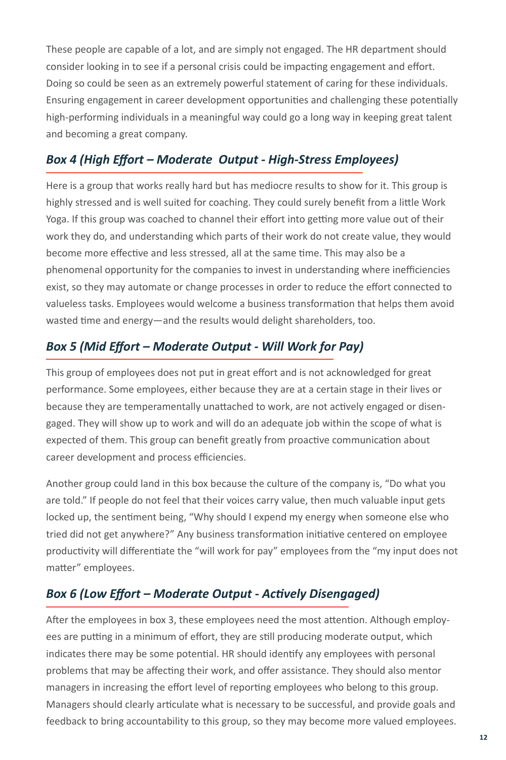These people are capable of a lot, and are simply not engaged. The HR department should consider looking in to see if a personal crisis could be impacting engagement and effort. Doing so could be seen as an extremely powerful statement of caring for these individuals. Ensuring engagement in career development opportunities and challenging these potentially high-performing individuals in a meaningful way could go a long way in keeping great talent and becoming a great company.

### *Box 4 (High Effort – Moderate Output - High-Stress Employees)*

Here is a group that works really hard but has mediocre results to show for it. This group is highly stressed and is well suited for coaching. They could surely benefit from a little Work Yoga. If this group was coached to channel their effort into getting more value out of their work they do, and understanding which parts of their work do not create value, they would become more effective and less stressed, all at the same time. This may also be a phenomenal opportunity for the companies to invest in understanding where inefficiencies exist, so they may automate or change processes in order to reduce the effort connected to valueless tasks. Employees would welcome a business transformation that helps them avoid wasted time and energy—and the results would delight shareholders, too.

### *Box 5 (Mid Effort – Moderate Output - Will Work for Pay)*

This group of employees does not put in great effort and is not acknowledged for great performance. Some employees, either because they are at a certain stage in their lives or because they are temperamentally unattached to work, are not actively engaged or disengaged. They will show up to work and will do an adequate job within the scope of what is expected of them. This group can benefit greatly from proactive communication about career development and process efficiencies.

Another group could land in this box because the culture of the company is, "Do what you are told." If people do not feel that their voices carry value, then much valuable input gets locked up, the sentiment being, "Why should I expend my energy when someone else who tried did not get anywhere?" Any business transformation initiative centered on employee productivity will differentiate the "will work for pay" employees from the "my input does not matter" employees.

### *Box 6 (Low Effort – Moderate Output - Actively Disengaged)*

After the employees in box 3, these employees need the most attention. Although employees are putting in a minimum of effort, they are still producing moderate output, which indicates there may be some potential. HR should identify any employees with personal problems that may be affecting their work, and offer assistance. They should also mentor managers in increasing the effort level of reporting employees who belong to this group. Managers should clearly articulate what is necessary to be successful, and provide goals and feedback to bring accountability to this group, so they may become more valued employees.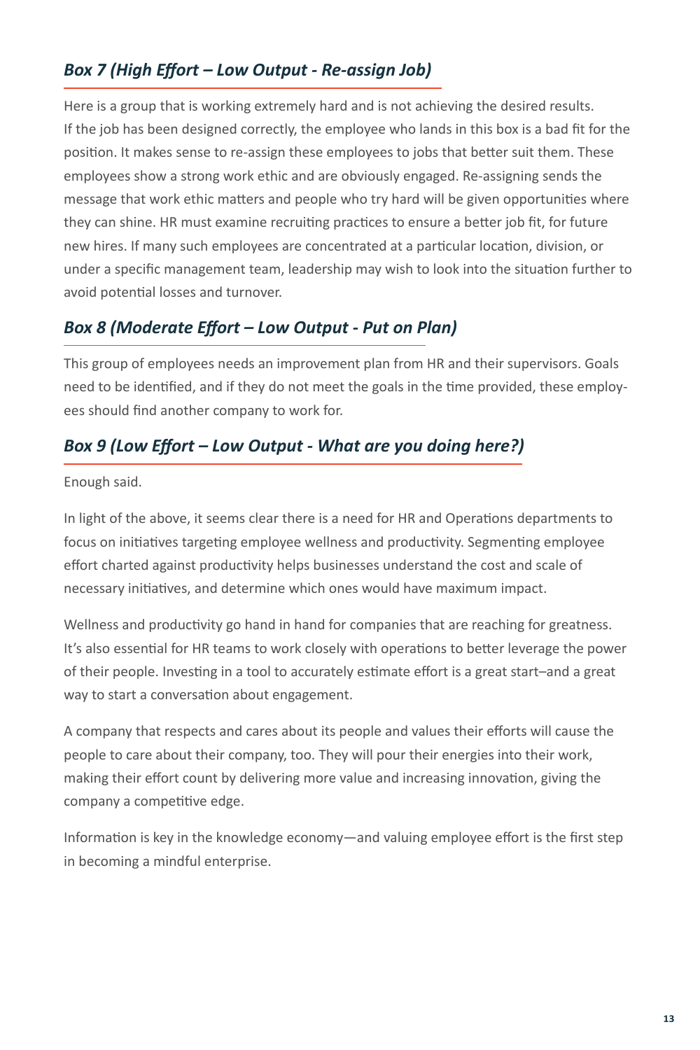### *Box 7 (High Effort – Low Output - Re-assign Job)*

Here is a group that is working extremely hard and is not achieving the desired results. If the job has been designed correctly, the employee who lands in this box is a bad fit for the position. It makes sense to re-assign these employees to jobs that better suit them. These employees show a strong work ethic and are obviously engaged. Re-assigning sends the message that work ethic matters and people who try hard will be given opportunities where they can shine. HR must examine recruiting practices to ensure a better job fit, for future new hires. If many such employees are concentrated at a particular location, division, or under a specific management team, leadership may wish to look into the situation further to avoid potential losses and turnover.

### *Box 8 (Moderate Effort – Low Output - Put on Plan)*

This group of employees needs an improvement plan from HR and their supervisors. Goals need to be identified, and if they do not meet the goals in the time provided, these employees should find another company to work for.

### *Box 9 (Low Effort – Low Output - What are you doing here?)*

Enough said.

In light of the above, it seems clear there is a need for HR and Operations departments to focus on initiatives targeting employee wellness and productivity. Segmenting employee effort charted against productivity helps businesses understand the cost and scale of necessary initiatives, and determine which ones would have maximum impact.

Wellness and productivity go hand in hand for companies that are reaching for greatness. It's also essential for HR teams to work closely with operations to better leverage the power of their people. Investing in a tool to accurately estimate effort is a great start–and a great way to start a conversation about engagement.

A company that respects and cares about its people and values their efforts will cause the people to care about their company, too. They will pour their energies into their work, making their effort count by delivering more value and increasing innovation, giving the company a competitive edge.

Information is key in the knowledge economy—and valuing employee effort is the first step in becoming a mindful enterprise.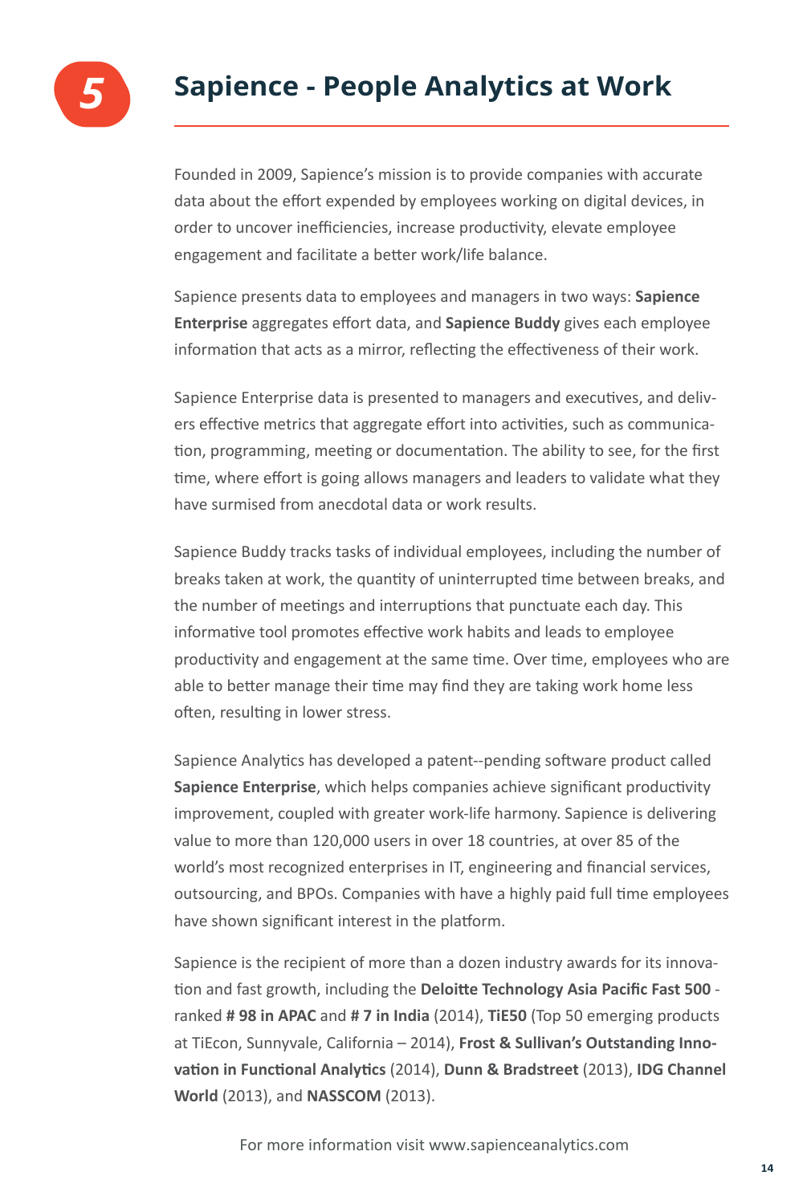# 5 Sapience - People Analytics at Work

Founded in 2009, Sapience's mission is to provide companies with accurate data about the effort expended by employees working on digital devices, in order to uncover inefficiencies, increase productivity, elevate employee engagement and facilitate a better work/life balance.

Sapience presents data to employees and managers in two ways: **Sapience Enterprise** aggregates effort data, and **Sapience Buddy** gives each employee information that acts as a mirror, reflecting the effectiveness of their work.

Sapience Enterprise data is presented to managers and executives, and delivers effective metrics that aggregate effort into activities, such as communication, programming, meeting or documentation. The ability to see, for the first time, where effort is going allows managers and leaders to validate what they have surmised from anecdotal data or work results.

Sapience Buddy tracks tasks of individual employees, including the number of breaks taken at work, the quantity of uninterrupted time between breaks, and the number of meetings and interruptions that punctuate each day. This informative tool promotes effective work habits and leads to employee productivity and engagement at the same time. Over time, employees who are able to better manage their time may find they are taking work home less often, resulting in lower stress.

Sapience Analytics has developed a patent--pending software product called **Sapience Enterprise**, which helps companies achieve significant productivity improvement, coupled with greater work-life harmony. Sapience is delivering value to more than 120,000 users in over 18 countries, at over 85 of the world's most recognized enterprises in IT, engineering and financial services, outsourcing, and BPOs. Companies with have a highly paid full time employees have shown significant interest in the platform.

Sapience is the recipient of more than a dozen industry awards for its innovation and fast growth, including the **Deloitte Technology Asia Pacific Fast 500** - ranked **# 98 in APAC** and **# 7 in India** (2014), **TiE50** (Top 50 emerging products at TiEcon, Sunnyvale, California – 2014), **Frost & Sullivan's Outstanding Innovation in Functional Analytics** (2014), **Dunn & Bradstreet** (2013), **IDG Channel World** (2013), and **NASSCOM** (2013).

For more information visit www.sapienceanalytics.com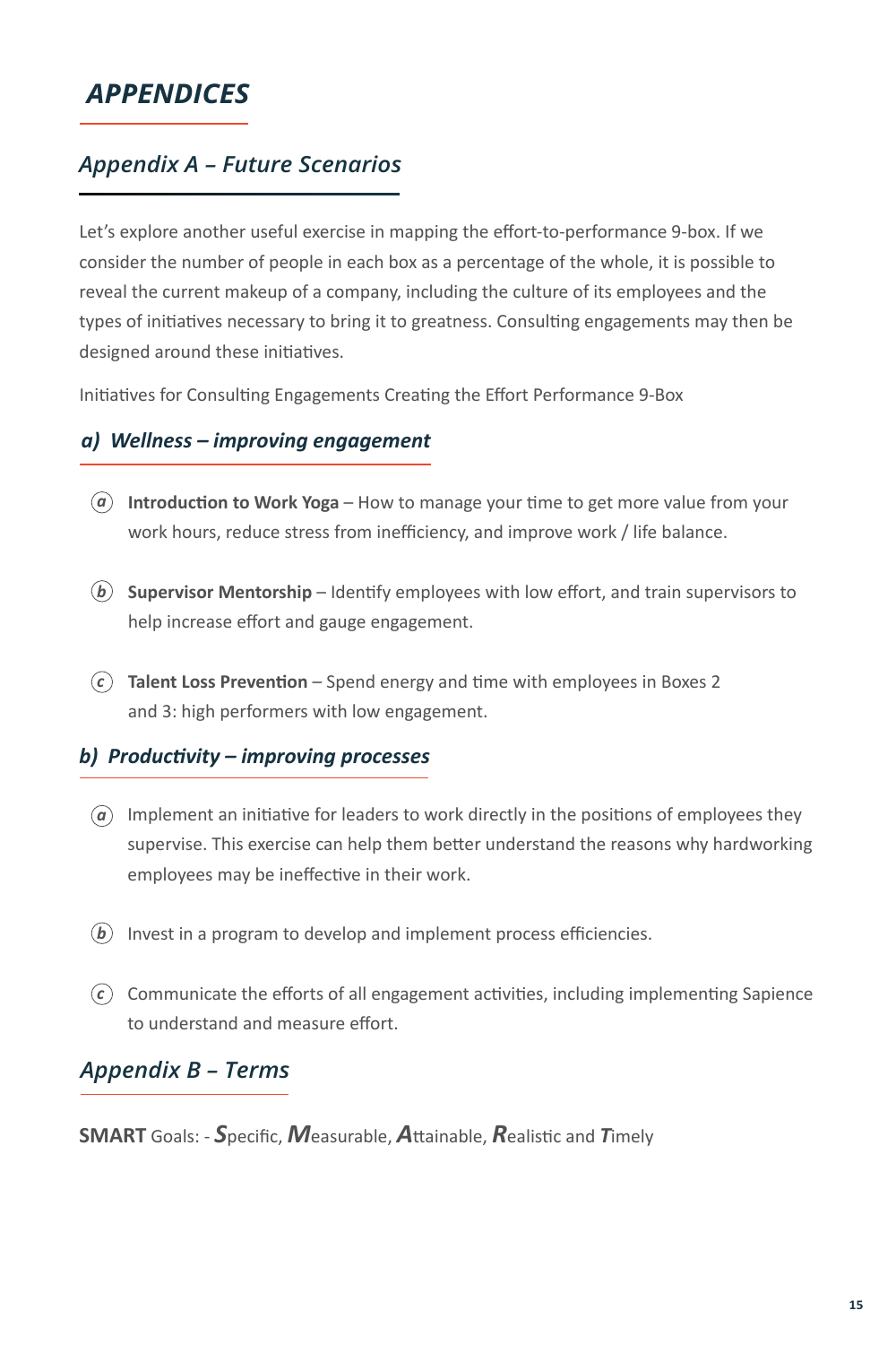# *APPENDICES*

## *Appendix A – Future Scenarios*

Let's explore another useful exercise in mapping the effort-to-performance 9-box. If we consider the number of people in each box as a percentage of the whole, it is possible to reveal the current makeup of a company, including the culture of its employees and the types of initiatives necessary to bring it to greatness. Consulting engagements may then be designed around these initiatives.

Initiatives for Consulting Engagements Creating the Effort Performance 9-Box

### *a) Wellness – improving engagement*

- *a* **Introduction to Work Yoga** – How to manage your time to get more value from your work hours, reduce stress from inefficiency, and improve work / life balance.
- *b* **Supervisor Mentorship** – Identify employees with low effort, and train supervisors to help increase effort and gauge engagement.
- *c* **Talent Loss Prevention** – Spend energy and time with employees in Boxes 2 and 3: high performers with low engagement.

### *b) Productivity – improving processes*

- *a* Implement an initiative for leaders to work directly in the positions of employees they supervise. This exercise can help them better understand the reasons why hardworking employees may be ineffective in their work.
- *b* Invest in a program to develop and implement process efficiencies.
- *c* Communicate the efforts of all engagement activities, including implementing Sapience to understand and measure effort.

## *Appendix B – Terms*

**SMART** Goals: - ***S***pecific, ***M***easurable, ***A***ttainable, ***R***ealistic and ***T***imely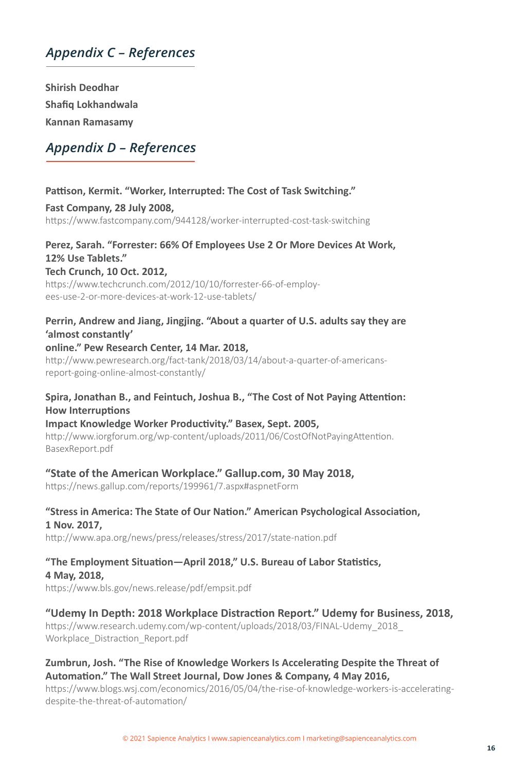## *Appendix C – References*

**Shirish Deodhar**

**Shafiq Lokhandwala**

**Kannan Ramasamy**

## *Appendix D – References*

**Pattison, Kermit. "Worker, Interrupted: The Cost of Task Switching."**
**Fast Company, 28 July 2008,**
https://www.fastcompany.com/944128/worker-interrupted-cost-task-switching

**Perez, Sarah. "Forrester: 66% Of Employees Use 2 Or More Devices At Work, 12% Use Tablets."**
**Tech Crunch, 10 Oct. 2012,**
https://www.techcrunch.com/2012/10/10/forrester-66-of-employees-use-2-or-more-devices-at-work-12-use-tablets/

**Perrin, Andrew and Jiang, Jingjing. "About a quarter of U.S. adults say they are 'almost constantly' online." Pew Research Center, 14 Mar. 2018,**
http://www.pewresearch.org/fact-tank/2018/03/14/about-a-quarter-of-americans-report-going-online-almost-constantly/

**Spira, Jonathan B., and Feintuch, Joshua B., "The Cost of Not Paying Attention: How Interruptions Impact Knowledge Worker Productivity." Basex, Sept. 2005,**
http://www.iorgforum.org/wp-content/uploads/2011/06/CostOfNotPayingAttention.BasexReport.pdf

**"State of the American Workplace." Gallup.com, 30 May 2018,**
https://news.gallup.com/reports/199961/7.aspx#aspnetForm

**"Stress in America: The State of Our Nation." American Psychological Association, 1 Nov. 2017,**
http://www.apa.org/news/press/releases/stress/2017/state-nation.pdf

**"The Employment Situation—April 2018," U.S. Bureau of Labor Statistics, 4 May, 2018,**
https://www.bls.gov/news.release/pdf/empsit.pdf

**"Udemy In Depth: 2018 Workplace Distraction Report." Udemy for Business, 2018,**
https://www.research.udemy.com/wp-content/uploads/2018/03/FINAL-Udemy_2018_Workplace_Distraction_Report.pdf

**Zumbrun, Josh. "The Rise of Knowledge Workers Is Accelerating Despite the Threat of Automation." The Wall Street Journal, Dow Jones & Company, 4 May 2016,**
https://www.blogs.wsj.com/economics/2016/05/04/the-rise-of-knowledge-workers-is-accelerating-despite-the-threat-of-automation/

© 2021 Sapience Analytics I www.sapienceanalytics.com I marketing@sapienceanalytics.com